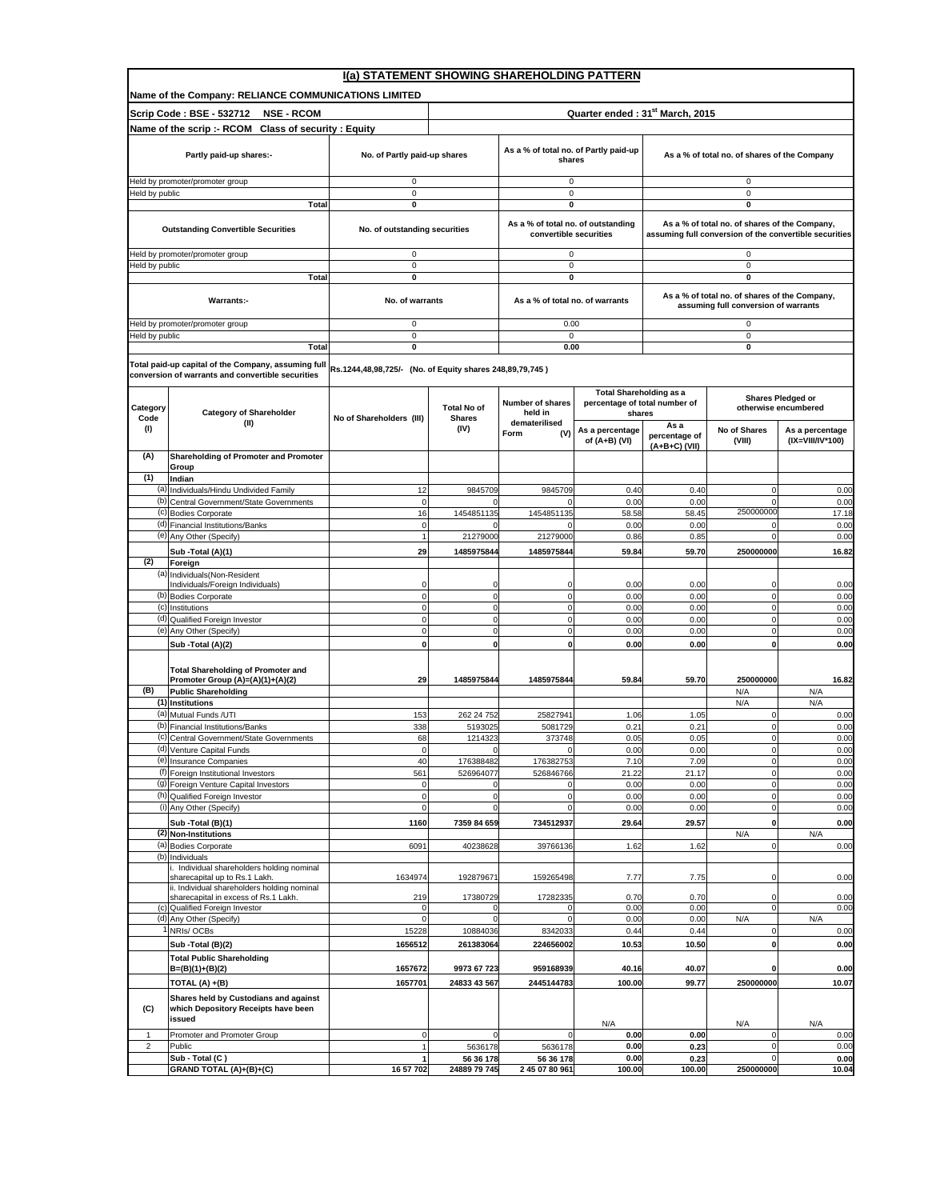# I(a) STATEMENT SHOWING SHAREHOLDING PATTERN

**Name of the Company: RELIANCE COMMUNICATIONS LIMITED**

**Scrip Code : BSE - 532712 NSE - RCOM** | **Quarter ended : 31st March, 2015**

**Name of the scrip :- RCOM Class of security : Equity**

| Partly paid-up shares:- | No. of Partly paid-up shares | As a % of total no. of Partly paid-up shares | As a % of total no. of shares of the Company |
|---|---|---|---|
| Held by promoter/promoter group | 0 | 0 | 0 |
| Held by public | 0 | 0 | 0 |
| **Total** | **0** | **0** | **0** |
| **Outstanding Convertible Securities** | **No. of outstanding securities** | **As a % of total no. of outstanding convertible securities** | **As a % of total no. of shares of the Company, assuming full conversion of the convertible securities** |
| Held by promoter/promoter group | 0 | 0 | 0 |
| Held by public | 0 | 0 | 0 |
| **Total** | **0** | **0** | **0** |
| **Warrants:-** | **No. of warrants** | **As a % of total no. of warrants** | **As a % of total no. of shares of the Company, assuming full conversion of warrants** |
| Held by promoter/promoter group | 0 | 0.00 | 0 |
| Held by public | 0 | 0 | 0 |
| **Total** | **0** | **0.00** | **0** |

**Total paid-up capital of the Company, assuming full conversion of warrants and convertible securities:** Rs.1244,48,98,725/- (No. of Equity shares 248,89,79,745 )

| Category Code (I) | Category of Shareholder (II) | No of Shareholders (III) | Total No of Shares (IV) | Number of shares held in dematerilised Form (V) | Total Shareholding as a percentage of total number of shares | | Shares Pledged or otherwise encumbered | |
|---|---|---|---|---|---|---|---|---|
| | | | | | As a percentage of (A+B) (VI) | As a percentage of (A+B+C) (VII) | No of Shares (VIII) | As a percentage (IX=VIII/IV*100) |
| **(A)** | **Shareholding of Promoter and Promoter Group** | | | | | | | |
| **(1)** | **Indian** | | | | | | | |
| (a) | Individuals/Hindu Undivided Family | 12 | 9845709 | 9845709 | 0.40 | 0.40 | 0 | 0.00 |
| (b) | Central Government/State Governments | 0 | 0 | 0 | 0.00 | 0.00 | 0 | 0.00 |
| (c) | Bodies Corporate | 16 | 1454851135 | 1454851135 | 58.58 | 58.45 | 250000000 | 17.18 |
| (d) | Financial Institutions/Banks | 0 | 0 | 0 | 0.00 | 0.00 | 0 | 0.00 |
| (e) | Any Other (Specify) | 1 | 21279000 | 21279000 | 0.86 | 0.85 | 0 | 0.00 |
| | **Sub -Total (A)(1)** | **29** | **1485975844** | **1485975844** | **59.84** | **59.70** | **250000000** | **16.82** |
| **(2)** | **Foreign** | | | | | | | |
| (a) | Individuals(Non-Resident Individuals/Foreign Individuals) | 0 | 0 | 0 | 0.00 | 0.00 | 0 | 0.00 |
| (b) | Bodies Corporate | 0 | 0 | 0 | 0.00 | 0.00 | 0 | 0.00 |
| (c) | Institutions | 0 | 0 | 0 | 0.00 | 0.00 | 0 | 0.00 |
| (d) | Qualified Foreign Investor | 0 | 0 | 0 | 0.00 | 0.00 | 0 | 0.00 |
| (e) | Any Other (Specify) | 0 | 0 | 0 | 0.00 | 0.00 | 0 | 0.00 |
| | **Sub -Total (A)(2)** | **0** | **0** | **0** | **0.00** | **0.00** | **0** | **0.00** |
| | **Total Shareholding of Promoter and Promoter Group (A)=(A)(1)+(A)(2)** | **29** | **1485975844** | **1485975844** | **59.84** | **59.70** | **250000000** | **16.82** |
| **(B)** | **Public Shareholding** | | | | | | N/A | N/A |
| **(1)** | **Institutions** | | | | | | N/A | N/A |
| (a) | Mutual Funds /UTI | 153 | 262 24 752 | 25827941 | 1.06 | 1.05 | 0 | 0.00 |
| (b) | Financial Institutions/Banks | 338 | 5193025 | 5081729 | 0.21 | 0.21 | 0 | 0.00 |
| (c) | Central Government/State Governments | 68 | 1214323 | 373748 | 0.05 | 0.05 | 0 | 0.00 |
| (d) | Venture Capital Funds | 0 | 0 | 0 | 0.00 | 0.00 | 0 | 0.00 |
| (e) | Insurance Companies | 40 | 176388482 | 176382753 | 7.10 | 7.09 | 0 | 0.00 |
| (f) | Foreign Institutional Investors | 561 | 526964077 | 526846766 | 21.22 | 21.17 | 0 | 0.00 |
| (g) | Foreign Venture Capital Investors | 0 | 0 | 0 | 0.00 | 0.00 | 0 | 0.00 |
| (h) | Qualified Foreign Investor | 0 | 0 | 0 | 0.00 | 0.00 | 0 | 0.00 |
| (i) | Any Other (Specify) | 0 | 0 | 0 | 0.00 | 0.00 | 0 | 0.00 |
| | **Sub -Total (B)(1)** | **1160** | **7359 84 659** | **734512937** | **29.64** | **29.57** | **0** | **0.00** |
| **(2)** | **Non-Institutions** | | | | | | N/A | N/A |
| (a) | Bodies Corporate | 6091 | 40238628 | 39766136 | 1.62 | 1.62 | 0 | 0.00 |
| (b) | Individuals | | | | | | | |
| | i. Individual shareholders holding nominal sharecapital up to Rs.1 Lakh. | 1634974 | 192879671 | 159265498 | 7.77 | 7.75 | 0 | 0.00 |
| | ii. Individual shareholders holding nominal sharecapital in excess of Rs.1 Lakh. | 219 | 17380729 | 17282335 | 0.70 | 0.70 | 0 | 0.00 |
| (c) | Qualified Foreign Investor | 0 | 0 | 0 | 0.00 | 0.00 | 0 | 0.00 |
| (d) | Any Other (Specify) | 0 | 0 | 0 | 0.00 | 0.00 | N/A | N/A |
| 1 | NRIs/ OCBs | 15228 | 10884036 | 8342033 | 0.44 | 0.44 | 0 | 0.00 |
| | **Sub -Total (B)(2)** | **1656512** | **261383064** | **224656002** | **10.53** | **10.50** | **0** | **0.00** |
| | **Total Public Shareholding B=(B)(1)+(B)(2)** | **1657672** | **9973 67 723** | **959168939** | **40.16** | **40.07** | **0** | **0.00** |
| | **TOTAL (A) +(B)** | **1657701** | **24833 43 567** | **2445144783** | **100.00** | **99.77** | **250000000** | **10.07** |
| **(C)** | **Shares held by Custodians and against which Depository Receipts have been issued** | | | | N/A | | N/A | N/A |
| 1 | Promoter and Promoter Group | 0 | 0 | 0 | **0.00** | **0.00** | 0 | 0.00 |
| 2 | Public | 1 | 5636178 | 5636178 | **0.00** | **0.23** | 0 | 0.00 |
| | **Sub - Total (C )** | **1** | **56 36 178** | **56 36 178** | **0.00** | **0.23** | 0 | **0.00** |
| | **GRAND TOTAL (A)+(B)+(C)** | **16 57 702** | **24889 79 745** | **2 45 07 80 961** | **100.00** | **100.00** | **250000000** | **10.04** |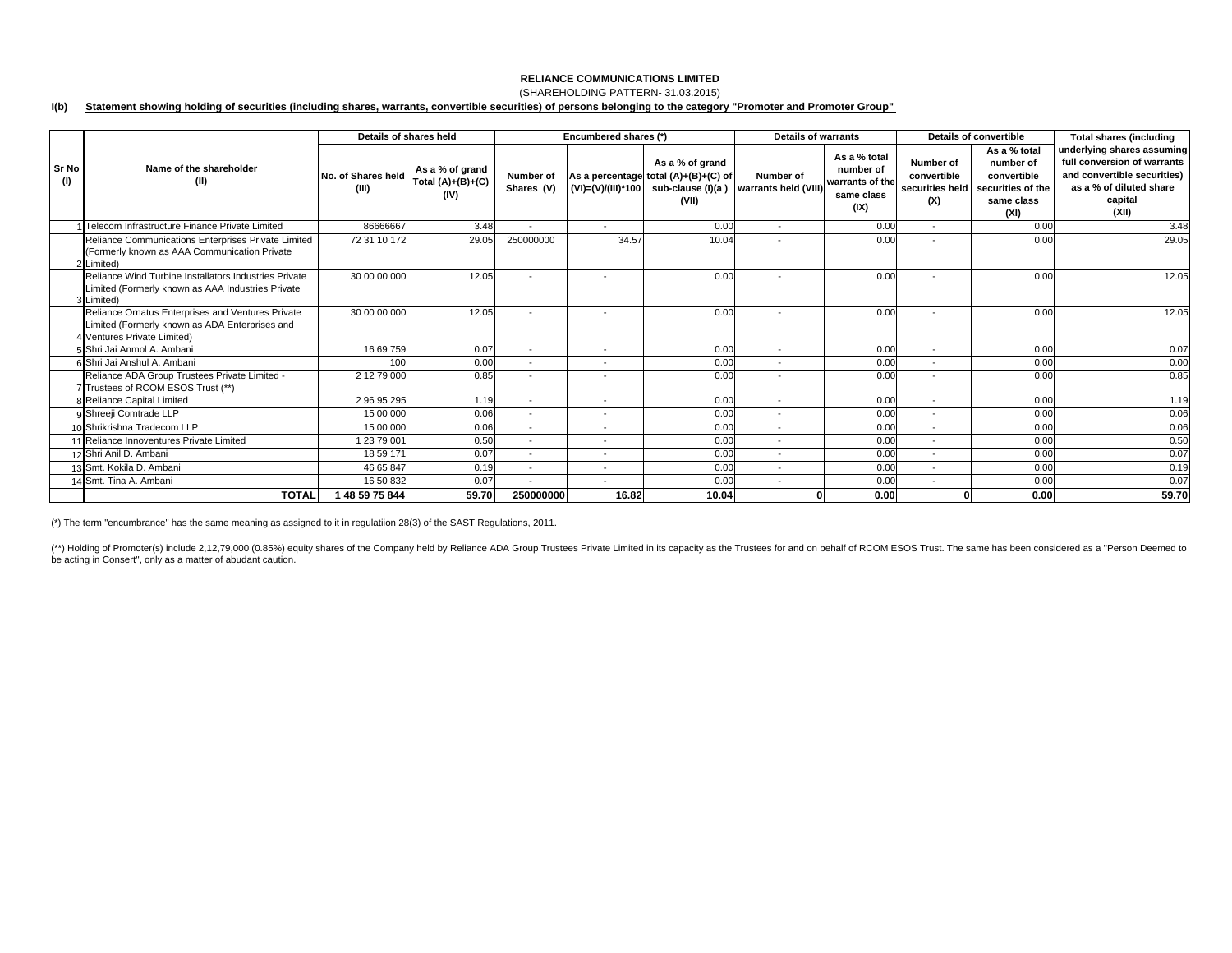**RELIANCE COMMUNICATIONS LIMITED**

(SHAREHOLDING PATTERN- 31.03.2015)

**I(b) Statement showing holding of securities (including shares, warrants, convertible securities) of persons belonging to the category "Promoter and Promoter Group"**

| Sr No (I) | Name of the shareholder (II) | Details of shares held | | Encumbered shares (*) | | | Details of warrants | | Details of convertible | | Total shares (including underlying shares assuming full conversion of warrants and convertible securities) as a % of diluted share capital (XII) |
|---|---|---|---|---|---|---|---|---|---|---|---|
| | | No. of Shares held (III) | As a % of grand Total (A)+(B)+(C) (IV) | Number of Shares (V) | As a percentage (VI)=(V)/(III)*100 | As a % of grand total (A)+(B)+(C) of sub-clause (I)(a ) (VII) | Number of warrants held (VIII) | As a % total number of warrants of the same class (IX) | Number of convertible securities held (X) | As a % total number of convertible securities of the same class (XI) | |
| 1 | Telecom Infrastructure Finance Private Limited | 86666667 | 3.48 | - | - | 0.00 | - | 0.00 | - | 0.00 | 3.48 |
| 2 | Reliance Communications Enterprises Private Limited (Formerly known as AAA Communication Private Limited) | 72 31 10 172 | 29.05 | 250000000 | 34.57 | 10.04 | - | 0.00 | - | 0.00 | 29.05 |
| 3 | Reliance Wind Turbine Installators Industries Private Limited (Formerly known as AAA Industries Private Limited) | 30 00 00 000 | 12.05 | - | - | 0.00 | - | 0.00 | - | 0.00 | 12.05 |
| 4 | Reliance Ornatus Enterprises and Ventures Private Limited (Formerly known as AAA Enterprises and Ventures Private Limited) | 30 00 00 000 | 12.05 | - | - | 0.00 | - | 0.00 | - | 0.00 | 12.05 |
| 5 | Shri Jai Anmol A. Ambani | 16 69 759 | 0.07 | - | - | 0.00 | - | 0.00 | - | 0.00 | 0.07 |
| 6 | Shri Jai Anshul A. Ambani | 100 | 0.00 | - | - | 0.00 | - | 0.00 | - | 0.00 | 0.00 |
| 7 | Reliance ADA Group Trustees Private Limited - Trustees of RCOM ESOS Trust (**) | 2 12 79 000 | 0.85 | - | - | 0.00 | - | 0.00 | - | 0.00 | 0.85 |
| 8 | Reliance Capital Limited | 2 96 95 295 | 1.19 | - | - | 0.00 | - | 0.00 | - | 0.00 | 1.19 |
| 9 | Shreeji Comtrade LLP | 15 00 000 | 0.06 | - | - | 0.00 | - | 0.00 | - | 0.00 | 0.06 |
| 10 | Shrikrishna Tradecom LLP | 15 00 000 | 0.06 | - | - | 0.00 | - | 0.00 | - | 0.00 | 0.06 |
| 11 | Reliance Innoventures Private Limited | 1 23 79 001 | 0.50 | - | - | 0.00 | - | 0.00 | - | 0.00 | 0.50 |
| 12 | Shri Anil D. Ambani | 18 59 171 | 0.07 | - | - | 0.00 | - | 0.00 | - | 0.00 | 0.07 |
| 13 | Smt. Kokila D. Ambani | 46 65 847 | 0.19 | - | - | 0.00 | - | 0.00 | - | 0.00 | 0.19 |
| 14 | Smt. Tina A. Ambani | 16 50 832 | 0.07 | - | - | 0.00 | - | 0.00 | - | 0.00 | 0.07 |
| | **TOTAL** | **1 48 59 75 844** | **59.70** | **250000000** | **16.82** | **10.04** | **0** | **0.00** | **0** | **0.00** | **59.70** |

(*) The term "encumbrance" has the same meaning as assigned to it in regulatiion 28(3) of the SAST Regulations, 2011.

(**) Holding of Promoter(s) include 2,12,79,000 (0.85%) equity shares of the Company held by Reliance ADA Group Trustees Private Limited in its capacity as the Trustees for and on behalf of RCOM ESOS Trust. The same has been considered as a "Person Deemed to be acting in Consert", only as a matter of abudant caution.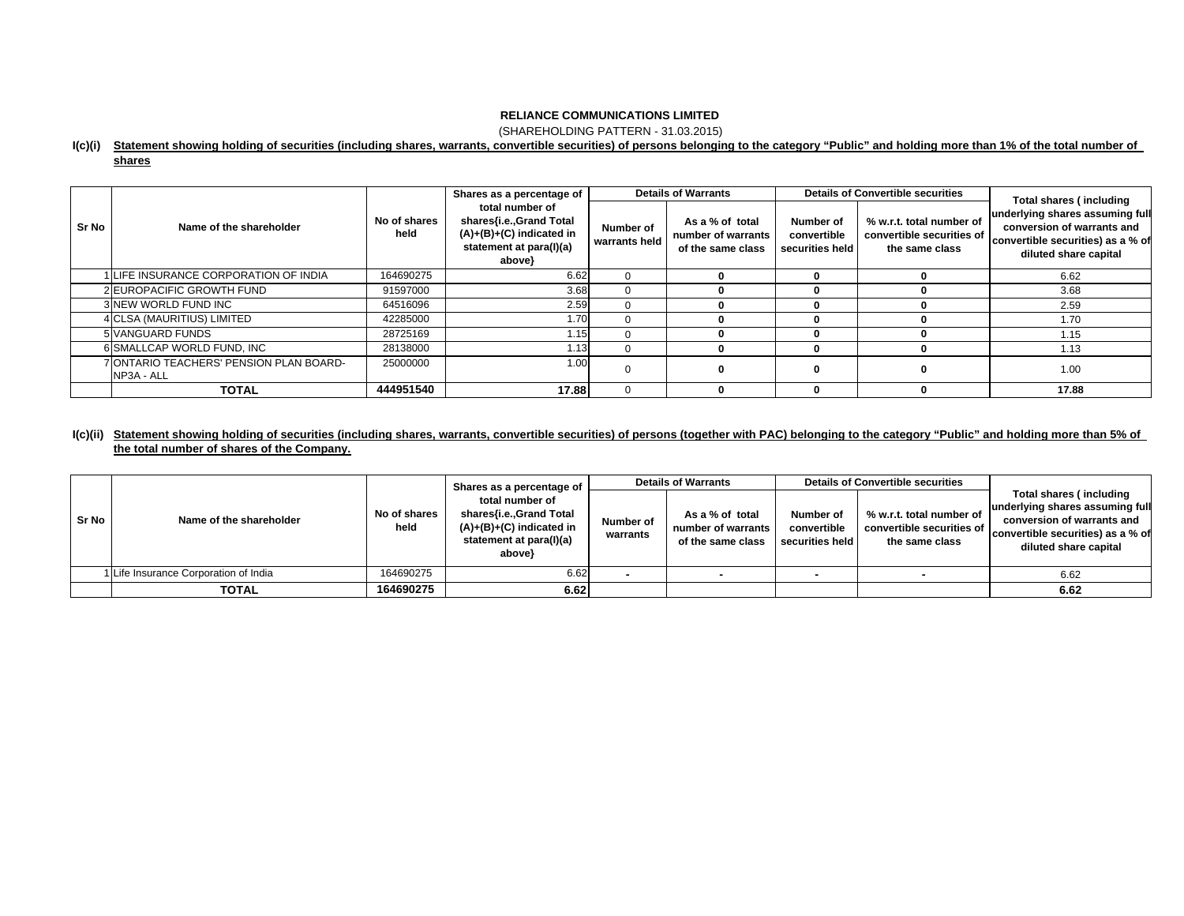**RELIANCE COMMUNICATIONS LIMITED**

(SHAREHOLDING PATTERN - 31.03.2015)

**I(c)(i) Statement showing holding of securities (including shares, warrants, convertible securities) of persons belonging to the category "Public" and holding more than 1% of the total number of shares**

| Sr No | Name of the shareholder | No of shares held | Shares as a percentage of total number of shares{i.e.,Grand Total (A)+(B)+(C) indicated in statement at para(I)(a) above} | Details of Warrants | | Details of Convertible securities | | Total shares ( including underlying shares assuming full conversion of warrants and convertible securities) as a % of diluted share capital |
|---|---|---|---|---|---|---|---|---|
| | | | | Number of warrants held | As a % of total number of warrants of the same class | Number of convertible securities held | % w.r.t. total number of convertible securities of the same class | |
| 1 | LIFE INSURANCE CORPORATION OF INDIA | 164690275 | 6.62 | 0 | 0 | 0 | 0 | 6.62 |
| 2 | EUROPACIFIC GROWTH FUND | 91597000 | 3.68 | 0 | 0 | 0 | 0 | 3.68 |
| 3 | NEW WORLD FUND INC | 64516096 | 2.59 | 0 | 0 | 0 | 0 | 2.59 |
| 4 | CLSA (MAURITIUS) LIMITED | 42285000 | 1.70 | 0 | 0 | 0 | 0 | 1.70 |
| 5 | VANGUARD FUNDS | 28725169 | 1.15 | 0 | 0 | 0 | 0 | 1.15 |
| 6 | SMALLCAP WORLD FUND, INC | 28138000 | 1.13 | 0 | 0 | 0 | 0 | 1.13 |
| 7 | ONTARIO TEACHERS' PENSION PLAN BOARD-NP3A - ALL | 25000000 | 1.00 | 0 | 0 | 0 | 0 | 1.00 |
| | **TOTAL** | **444951540** | **17.88** | 0 | 0 | 0 | 0 | **17.88** |

**I(c)(ii) Statement showing holding of securities (including shares, warrants, convertible securities) of persons (together with PAC) belonging to the category "Public" and holding more than 5% of the total number of shares of the Company.**

| Sr No | Name of the shareholder | No of shares held | Shares as a percentage of total number of shares{i.e.,Grand Total (A)+(B)+(C) indicated in statement at para(I)(a) above} | Details of Warrants | | Details of Convertible securities | | Total shares ( including underlying shares assuming full conversion of warrants and convertible securities) as a % of diluted share capital |
|---|---|---|---|---|---|---|---|---|
| | | | | Number of warrants | As a % of total number of warrants of the same class | Number of convertible securities held | % w.r.t. total number of convertible securities of the same class | |
| 1 | Life Insurance Corporation of India | 164690275 | 6.62 | - | - | - | - | 6.62 |
| | **TOTAL** | **164690275** | **6.62** | | | | | **6.62** |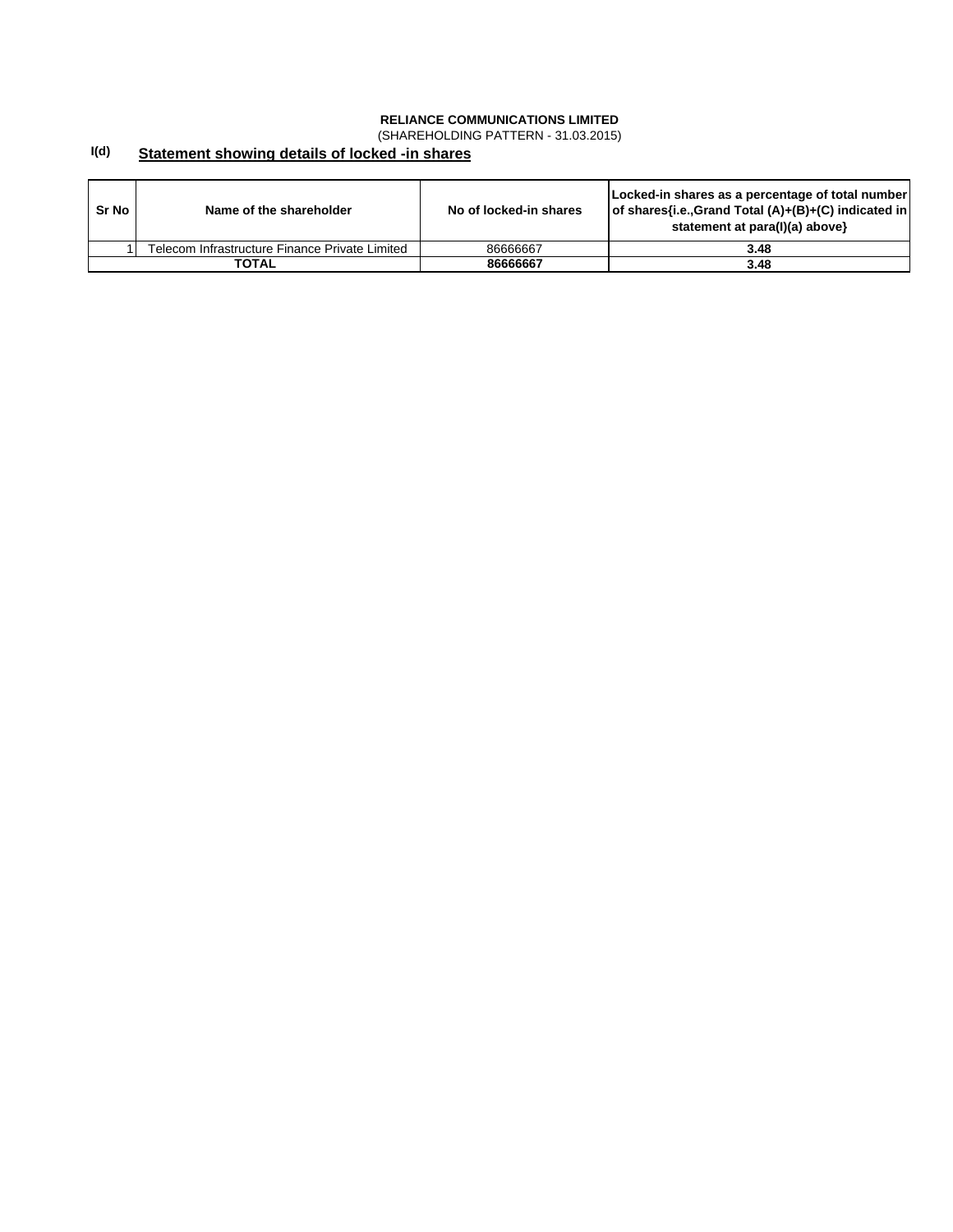**RELIANCE COMMUNICATIONS LIMITED**

(SHAREHOLDING PATTERN - 31.03.2015)

**I(d)** **Statement showing details of locked -in shares**

| Sr No | Name of the shareholder | No of locked-in shares | Locked-in shares as a percentage of total number of shares{i.e.,Grand Total (A)+(B)+(C) indicated in statement at para(I)(a) above} |
|---|---|---|---|
| 1 | Telecom Infrastructure Finance Private Limited | 86666667 | 3.48 |
| **TOTAL** | | **86666667** | **3.48** |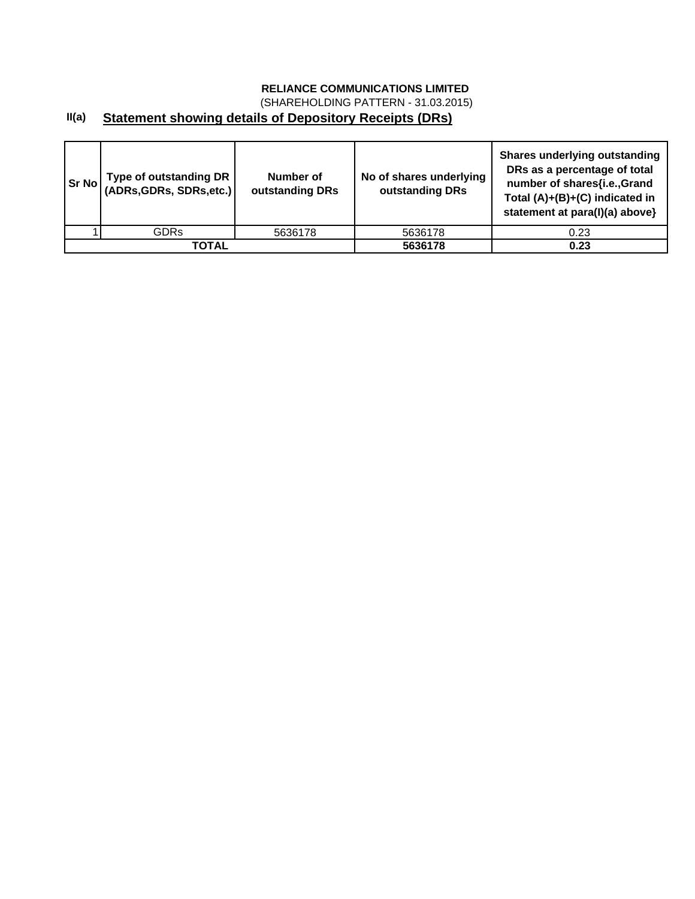**RELIANCE COMMUNICATIONS LIMITED**

(SHAREHOLDING PATTERN - 31.03.2015)

**II(a)** **Statement showing details of Depository Receipts (DRs)**

| Sr No | Type of outstanding DR (ADRs,GDRs, SDRs,etc.) | Number of outstanding DRs | No of shares underlying outstanding DRs | Shares underlying outstanding DRs as a percentage of total number of shares{i.e.,Grand Total (A)+(B)+(C) indicated in statement at para(I)(a) above} |
|---|---|---|---|---|
| 1 | GDRs | 5636178 | 5636178 | 0.23 |
| **TOTAL** | | | **5636178** | **0.23** |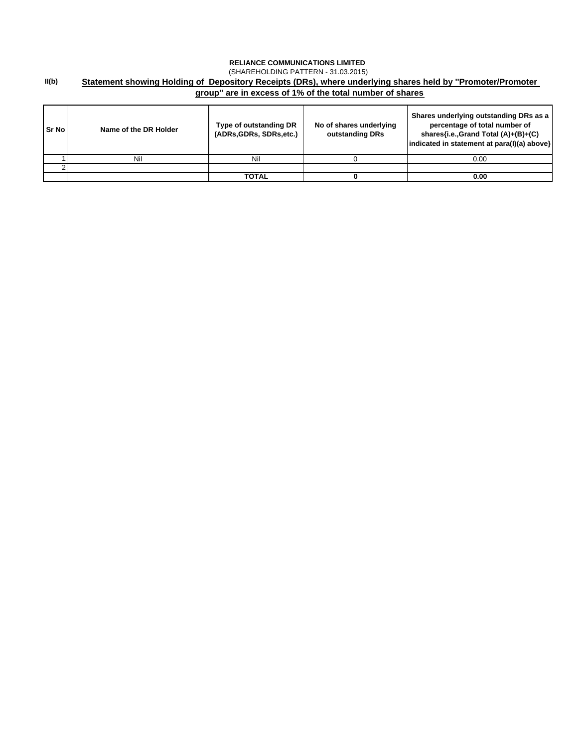**RELIANCE COMMUNICATIONS LIMITED**

(SHAREHOLDING PATTERN - 31.03.2015)

**II(b)** **Statement showing Holding of Depository Receipts (DRs), where underlying shares held by "Promoter/Promoter group" are in excess of 1% of the total number of shares**

| Sr No | Name of the DR Holder | Type of outstanding DR (ADRs,GDRs, SDRs,etc.) | No of shares underlying outstanding DRs | Shares underlying outstanding DRs as a percentage of total number of shares{i.e.,Grand Total (A)+(B)+(C) indicated in statement at para(I)(a) above} |
|---|---|---|---|---|
| 1 | Nil | Nil | 0 | 0.00 |
| 2 | | | | |
| | | **TOTAL** | **0** | **0.00** |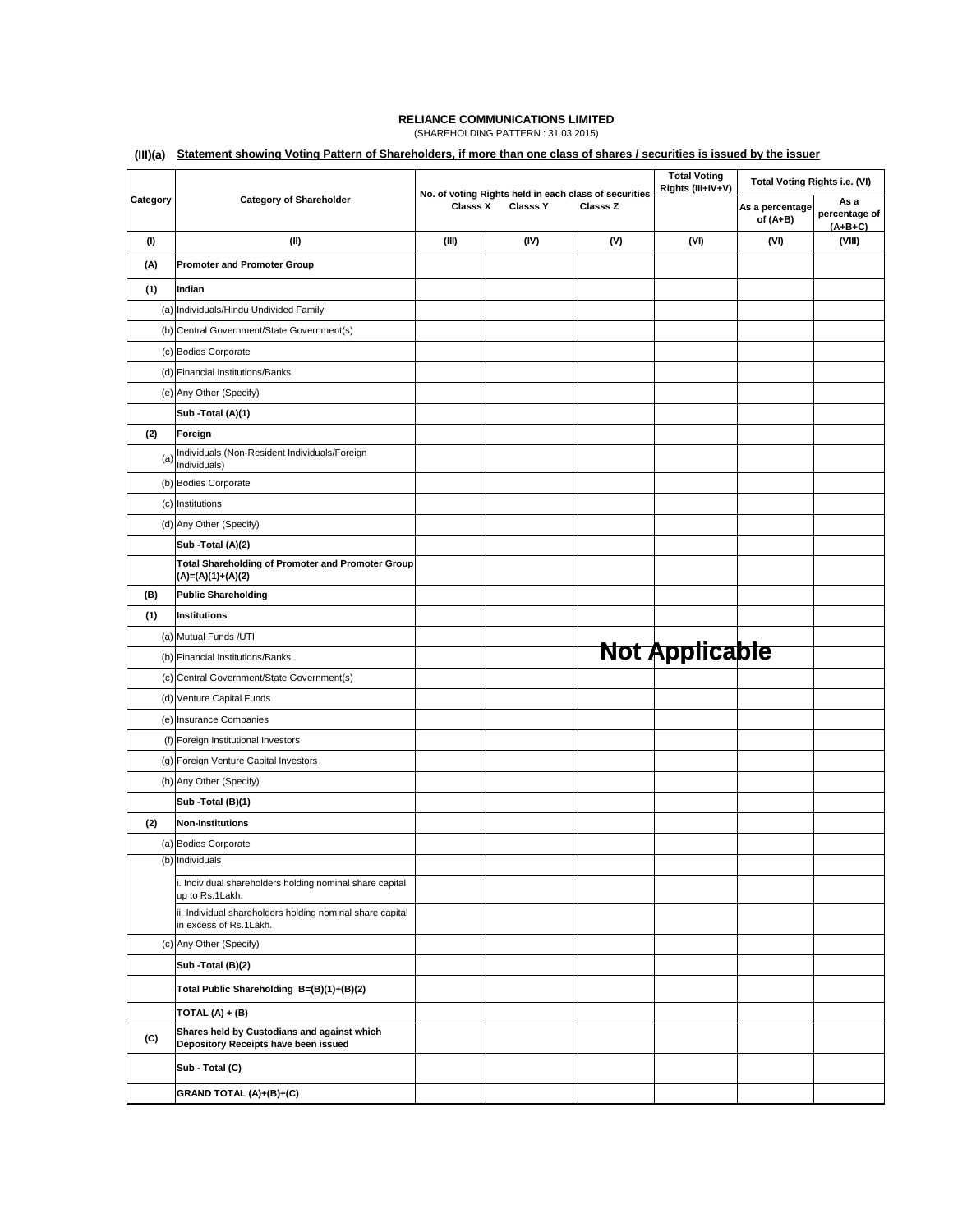**RELIANCE COMMUNICATIONS LIMITED**

(SHAREHOLDING PATTERN : 31.03.2015)

**(III)(a) Statement showing Voting Pattern of Shareholders, if more than one class of shares / securities is issued by the issuer**

| Category | Category of Shareholder | No. of voting Rights held in each class of securities Classs X | Classs Y | Classs Z | Total Voting Rights (III+IV+V) | Total Voting Rights i.e. (VI) As a percentage of (A+B) | As a percentage of (A+B+C) |
|---|---|---|---|---|---|---|---|
| (I) | (II) | (III) | (IV) | (V) | (VI) | (VI) | (VIII) |
| (A) | Promoter and Promoter Group | | | | | | |
| (1) | Indian | | | | | | |
| (a) | Individuals/Hindu Undivided Family | | | | | | |
| (b) | Central Government/State Government(s) | | | | | | |
| (c) | Bodies Corporate | | | | | | |
| (d) | Financial Institutions/Banks | | | | | | |
| (e) | Any Other (Specify) | | | | | | |
| | Sub -Total (A)(1) | | | | | | |
| (2) | Foreign | | | | | | |
| (a) | Individuals (Non-Resident Individuals/Foreign Individuals) | | | | | | |
| (b) | Bodies Corporate | | | | | | |
| (c) | Institutions | | | | | | |
| (d) | Any Other (Specify) | | | | | | |
| | Sub -Total (A)(2) | | | | | | |
| | Total Shareholding of Promoter and Promoter Group (A)=(A)(1)+(A)(2) | | | | | | |
| (B) | Public Shareholding | | | | | | |
| (1) | Institutions | | | | | | |
| (a) | Mutual Funds /UTI | | | | | | |
| (b) | Financial Institutions/Banks | | | Not Applicable | | | |
| (c) | Central Government/State Government(s) | | | | | | |
| (d) | Venture Capital Funds | | | | | | |
| (e) | Insurance Companies | | | | | | |
| (f) | Foreign Institutional Investors | | | | | | |
| (g) | Foreign Venture Capital Investors | | | | | | |
| (h) | Any Other (Specify) | | | | | | |
| | Sub -Total (B)(1) | | | | | | |
| (2) | Non-Institutions | | | | | | |
| (a) | Bodies Corporate | | | | | | |
| (b) | Individuals | | | | | | |
| | i. Individual shareholders holding nominal share capital up to Rs.1Lakh. | | | | | | |
| | ii. Individual shareholders holding nominal share capital in excess of Rs.1Lakh. | | | | | | |
| (c) | Any Other (Specify) | | | | | | |
| | Sub -Total (B)(2) | | | | | | |
| | Total Public Shareholding B=(B)(1)+(B)(2) | | | | | | |
| | TOTAL (A) + (B) | | | | | | |
| (C) | Shares held by Custodians and against which Depository Receipts have been issued | | | | | | |
| | Sub - Total (C) | | | | | | |
| | GRAND TOTAL (A)+(B)+(C) | | | | | | |